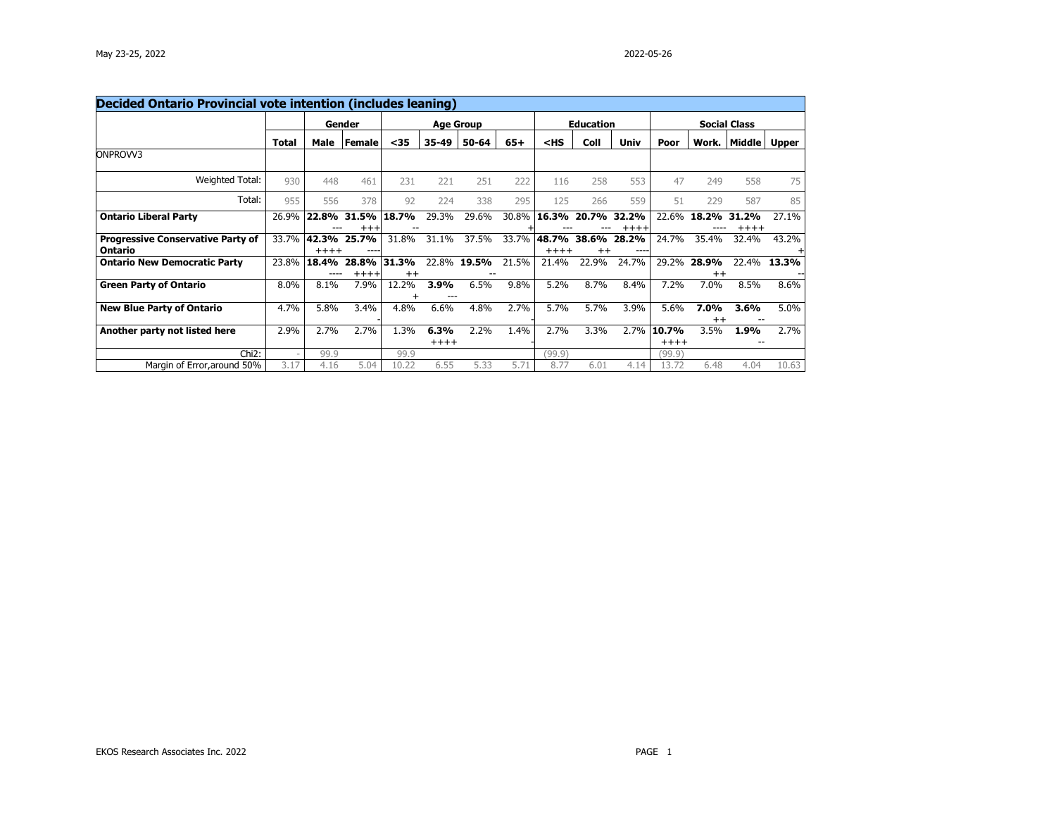## Decided Ontario Provincial vote intention (includes leaning)

| | Total | Gender | | Age Group | | | | Education | | | Social Class | | | |
|---|---|---|---|---|---|---|---|---|---|---|---|---|---|---|
| | | Male | Female | <35 | 35-49 | 50-64 | 65+ | <HS | Coll | Univ | Poor | Work. | Middle | Upper |
| ONPROVV3 | | | | | | | | | | | | | | |
| Weighted Total: | 930 | 448 | 461 | 231 | 221 | 251 | 222 | 116 | 258 | 553 | 47 | 249 | 558 | 75 |
| Total: | 955 | 556 | 378 | 92 | 224 | 338 | 295 | 125 | 266 | 559 | 51 | 229 | 587 | 85 |
| **Ontario Liberal Party** | 26.9% | **22.8%** --- | **31.5%** +++ | **18.7%** -- | 29.3% | 29.6% | 30.8% + | **16.3%** --- | **20.7%** --- | **32.2%** ++++ | 22.6% | **18.2%** ---- | **31.2%** ++++ | 27.1% |
| **Progressive Conservative Party of Ontario** | 33.7% | **42.3%** ++++ | **25.7%** ---- | 31.8% | 31.1% | 37.5% | 33.7% | **48.7%** ++++ | **38.6%** ++ | **28.2%** ---- | 24.7% | 35.4% | 32.4% | 43.2% + |
| **Ontario New Democratic Party** | 23.8% | **18.4%** ---- | **28.8%** ++++ | **31.3%** ++ | 22.8% | **19.5%** -- | 21.5% | 21.4% | 22.9% | 24.7% | 29.2% | **28.9%** ++ | 22.4% | **13.3%** -- |
| **Green Party of Ontario** | 8.0% | 8.1% | 7.9% | 12.2% + | **3.9%** --- | 6.5% | 9.8% | 5.2% | 8.7% | 8.4% | 7.2% | 7.0% | 8.5% | 8.6% |
| **New Blue Party of Ontario** | 4.7% | 5.8% | 3.4% - | 4.8% | 6.6% | 4.8% | 2.7% - | 5.7% | 5.7% | 3.9% | 5.6% | **7.0%** ++ | **3.6%** -- | 5.0% |
| **Another party not listed here** | 2.9% | 2.7% | 2.7% | 1.3% | **6.3%** ++++ | 2.2% | 1.4% - | 2.7% | 3.3% | 2.7% | **10.7%** ++++ | 3.5% | **1.9%** -- | 2.7% |
| Chi2: | - | 99.9 | | 99.9 | | | | (99.9) | | | (99.9) | | | |
| Margin of Error,around 50% | 3.17 | 4.16 | 5.04 | 10.22 | 6.55 | 5.33 | 5.71 | 8.77 | 6.01 | 4.14 | 13.72 | 6.48 | 4.04 | 10.63 |

EKOS Research Associates Inc. 2022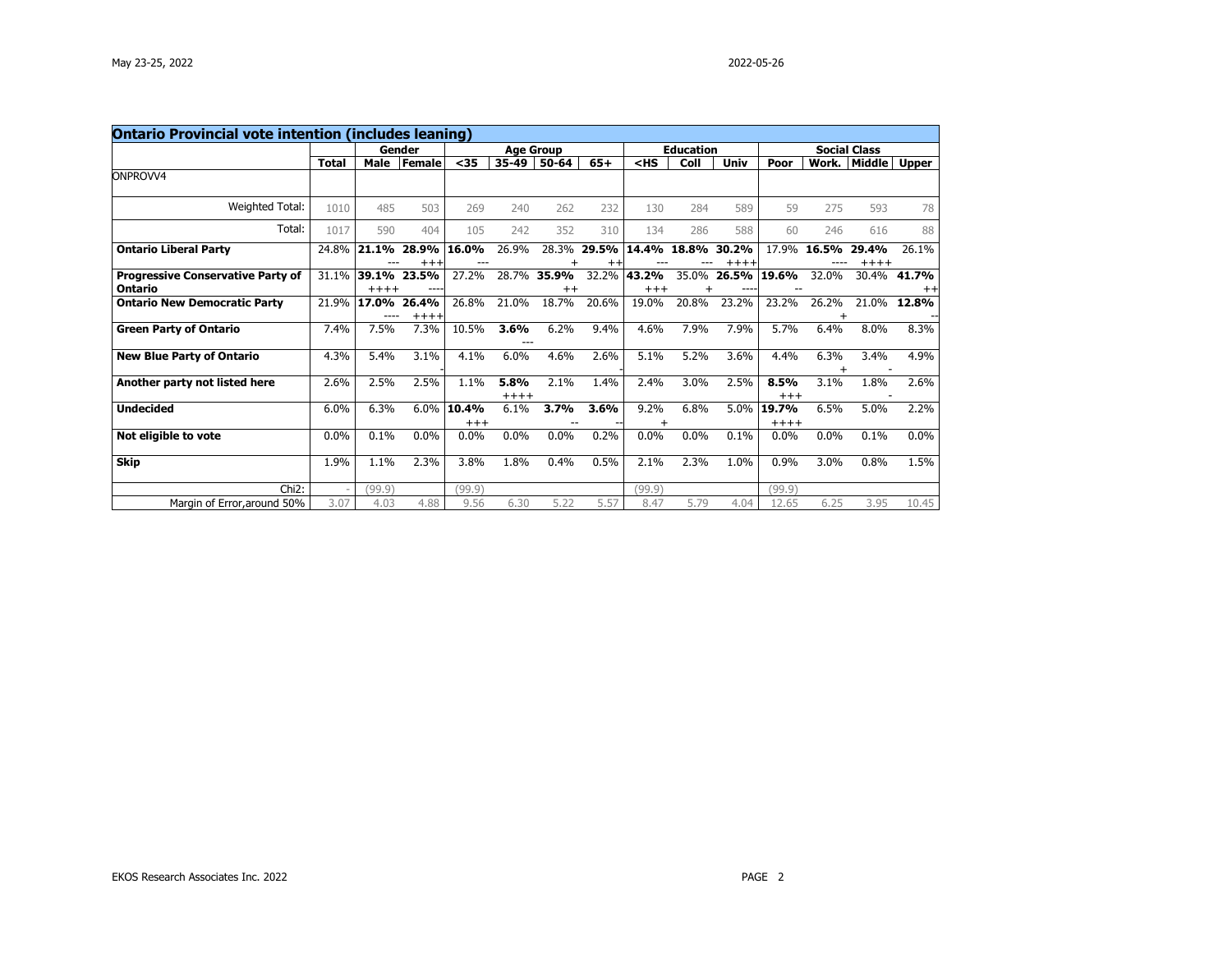## Ontario Provincial vote intention (includes leaning)

| | | Gender | | Age Group | | | | Education | | | Social Class | | | |
|---|---|---|---|---|---|---|---|---|---|---|---|---|---|---|
| | Total | Male | Female | <35 | 35-49 | 50-64 | 65+ | <HS | Coll | Univ | Poor | Work. | Middle | Upper |
| ONPROVV4 | | | | | | | | | | | | | | |
| Weighted Total: | 1010 | 485 | 503 | 269 | 240 | 262 | 232 | 130 | 284 | 589 | 59 | 275 | 593 | 78 |
| Total: | 1017 | 590 | 404 | 105 | 242 | 352 | 310 | 134 | 286 | 588 | 60 | 246 | 616 | 88 |
| **Ontario Liberal Party** | 24.8% | **21.1%** --- | **28.9%** +++ | **16.0%** --- | 26.9% | 28.3% + | **29.5%** ++ | **14.4%** --- | **18.8%** --- | **30.2%** ++++ | 17.9% | **16.5%** ---- | **29.4%** ++++ | 26.1% |
| **Progressive Conservative Party of Ontario** | 31.1% | **39.1%** ++++ | **23.5%** ---- | 27.2% | 28.7% | **35.9%** ++ | 32.2% | **43.2%** +++ | 35.0% + | **26.5%** ---- | **19.6%** -- | 32.0% | 30.4% | **41.7%** ++ |
| **Ontario New Democratic Party** | 21.9% | **17.0%** ---- | **26.4%** ++++ | 26.8% | 21.0% | 18.7% | 20.6% | 19.0% | 20.8% | 23.2% | 23.2% | 26.2% + | 21.0% | **12.8%** -- |
| **Green Party of Ontario** | 7.4% | 7.5% | 7.3% | 10.5% | **3.6%** --- | 6.2% | 9.4% | 4.6% | 7.9% | 7.9% | 5.7% | 6.4% | 8.0% | 8.3% |
| **New Blue Party of Ontario** | 4.3% | 5.4% | 3.1% - | 4.1% | 6.0% | 4.6% | 2.6% - | 5.1% | 5.2% | 3.6% | 4.4% | 6.3% + | 3.4% - | 4.9% |
| **Another party not listed here** | 2.6% | 2.5% | 2.5% | 1.1% | **5.8%** ++++ | 2.1% | 1.4% | 2.4% | 3.0% | 2.5% | **8.5%** +++ | 3.1% | 1.8% - | 2.6% |
| **Undecided** | 6.0% | 6.3% | 6.0% | **10.4%** +++ | 6.1% | **3.7%** -- | **3.6%** -- | 9.2% + | 6.8% | 5.0% | **19.7%** ++++ | 6.5% | 5.0% | 2.2% |
| **Not eligible to vote** | 0.0% | 0.1% | 0.0% | 0.0% | 0.0% | 0.0% | 0.2% | 0.0% | 0.0% | 0.1% | 0.0% | 0.0% | 0.1% | 0.0% |
| **Skip** | 1.9% | 1.1% | 2.3% | 3.8% | 1.8% | 0.4% | 0.5% | 2.1% | 2.3% | 1.0% | 0.9% | 3.0% | 0.8% | 1.5% |
| Chi2: | - | (99.9) | | (99.9) | | | | (99.9) | | | (99.9) | | | |
| Margin of Error,around 50% | 3.07 | 4.03 | 4.88 | 9.56 | 6.30 | 5.22 | 5.57 | 8.47 | 5.79 | 4.04 | 12.65 | 6.25 | 3.95 | 10.45 |